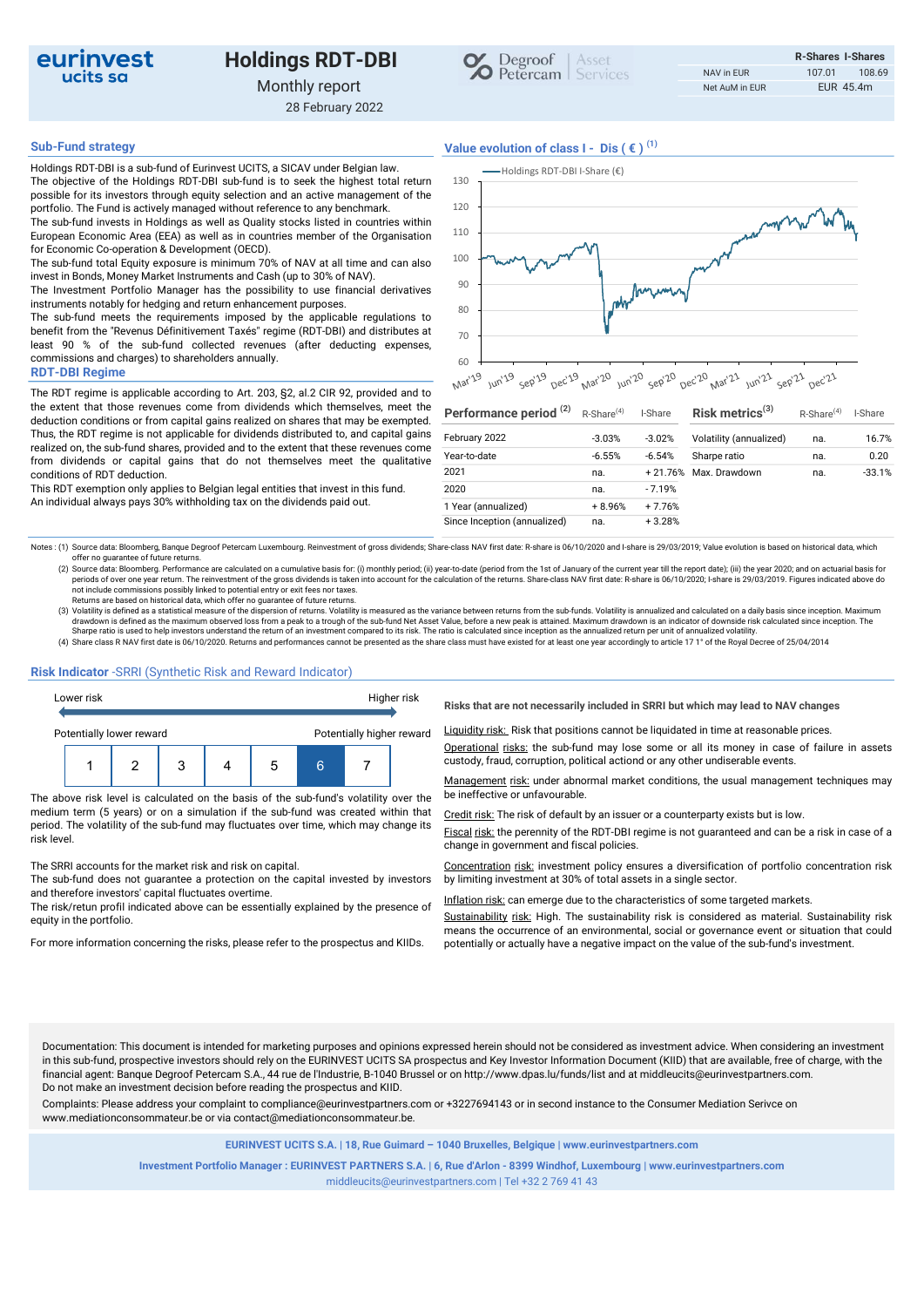# Holdings RDT-DBI

Monthly report

28 February 2022

| | R-Shares | I-Shares |
|---|---|---|
| NAV in EUR | 107.01 | 108.69 |
| Net AuM in EUR | EUR 45.4m | |

## Sub-Fund strategy

Holdings RDT-DBI is a sub-fund of Eurinvest UCITS, a SICAV under Belgian law.

The objective of the Holdings RDT-DBI sub-fund is to seek the highest total return possible for its investors through equity selection and an active management of the portfolio. The Fund is actively managed without reference to any benchmark.

The sub-fund invests in Holdings as well as Quality stocks listed in countries within European Economic Area (EEA) as well as in countries member of the Organisation for Economic Co-operation & Development (OECD).

The sub-fund total Equity exposure is minimum 70% of NAV at all time and can also invest in Bonds, Money Market Instruments and Cash (up to 30% of NAV).

The Investment Portfolio Manager has the possibility to use financial derivatives instruments notably for hedging and return enhancement purposes.

The sub-fund meets the requirements imposed by the applicable regulations to benefit from the "Revenus Définitivement Taxés" regime (RDT-DBI) and distributes at least 90 % of the sub-fund collected revenues (after deducting expenses, commissions and charges) to shareholders annually.

## RDT-DBI Regime

The RDT regime is applicable according to Art. 203, §2, al.2 CIR 92, provided and to the extent that those revenues come from dividends which themselves, meet the deduction conditions or from capital gains realized on shares that may be exempted. Thus, the RDT regime is not applicable for dividends distributed to, and capital gains realized on, the sub-fund shares, provided and to the extent that these revenues come from dividends or capital gains that do not themselves meet the qualitative conditions of RDT deduction.

This RDT exemption only applies to Belgian legal entities that invest in this fund.

An individual always pays 30% withholding tax on the dividends paid out.

## Value evolution of class I - Dis ( € ) (1)

| Performance period (2) | R-Share(4) | I-Share |
|---|---|---|
| February 2022 | -3.03% | -3.02% |
| Year-to-date | -6.55% | -6.54% |
| 2021 | na. | + 21.76% |
| 2020 | na. | - 7.19% |
| 1 Year (annualized) | + 8.96% | + 7.76% |
| Since Inception (annualized) | na. | + 3.28% |

| Risk metrics(3) | R-Share(4) | I-Share |
|---|---|---|
| Volatility (annualized) | na. | 16.7% |
| Sharpe ratio | na. | 0.20 |
| Max. Drawdown | na. | -33.1% |

Notes : (1) Source data: Bloomberg, Banque Degroof Petercam Luxembourg. Reinvestment of gross dividends; Share-class NAV first date: R-share is 06/10/2020 and I-share is 29/03/2019; Value evolution is based on historical data, which offer no guarantee of future returns.

(2) Source data: Bloomberg. Performance are calculated on a cumulative basis for: (i) monthly period; (ii) year-to-date (period from the 1st of January of the current year till the report date); (iii) the year 2020; and on actuarial basis for periods of over one year return. The reinvestment of the gross dividends is taken into account for the calculation of the returns. Share-class NAV first date: R-share is 06/10/2020; I-share is 29/03/2019. Figures indicated above do not include commissions possibly linked to potential entry or exit fees nor taxes.
Returns are based on historical data, which offer no guarantee of future returns.

(3) Volatility is defined as a statistical measure of the dispersion of returns. Volatility is measured as the variance between returns from the sub-funds. Volatility is annualized and calculated on a daily basis since inception. Maximum drawdown is defined as the maximum observed loss from a peak to a trough of the sub-fund Net Asset Value, before a new peak is attained. Maximum drawdown is an indicator of downside risk calculated since inception. The Sharpe ratio is used to help investors understand the return of an investment compared to its risk. The ratio is calculated since inception as the annualized return per unit of annualized volatility.

(4) Share class R NAV first date is 06/10/2020. Returns and performances cannot be presented as the share class must have existed for at least one year accordingly to article 17 1° of the Royal Decree of 25/04/2014

## Risk Indicator -SRRI (Synthetic Risk and Reward Indicator)

Lower risk — Higher risk

Potentially lower reward — Potentially higher reward

| 1 | 2 | 3 | 4 | 5 | **6** | 7 |
|---|---|---|---|---|---|---|

The above risk level is calculated on the basis of the sub-fund's volatility over the medium term (5 years) or on a simulation if the sub-fund was created within that period. The volatility of the sub-fund may fluctuates over time, which may change its risk level.

The SRRI accounts for the market risk and risk on capital.

The sub-fund does not guarantee a protection on the capital invested by investors and therefore investors' capital fluctuates overtime.

The risk/retun profil indicated above can be essentially explained by the presence of equity in the portfolio.

For more information concerning the risks, please refer to the prospectus and KIIDs.

**Risks that are not necessarily included in SRRI but which may lead to NAV changes**

Liquidity risk: Risk that positions cannot be liquidated in time at reasonable prices.

Operational risks: the sub-fund may lose some or all its money in case of failure in assets custody, fraud, corruption, political actiond or any other undiserable events.

Management risk: under abnormal market conditions, the usual management techniques may be ineffective or unfavourable.

Credit risk: The risk of default by an issuer or a counterparty exists but is low.

Fiscal risk: the perennity of the RDT-DBI regime is not guaranteed and can be a risk in case of a change in government and fiscal policies.

Concentration risk: investment policy ensures a diversification of portfolio concentration risk by limiting investment at 30% of total assets in a single sector.

Inflation risk: can emerge due to the characteristics of some targeted markets.

Sustainability risk: High. The sustainability risk is considered as material. Sustainability risk means the occurrence of an environmental, social or governance event or situation that could potentially or actually have a negative impact on the value of the sub-fund's investment.

Documentation: This document is intended for marketing purposes and opinions expressed herein should not be considered as investment advice. When considering an investment in this sub-fund, prospective investors should rely on the EURINVEST UCITS SA prospectus and Key Investor Information Document (KIID) that are available, free of charge, with the financial agent: Banque Degroof Petercam S.A., 44 rue de l'Industrie, B-1040 Brussel or on http://www.dpas.lu/funds/list and at middleucits@eurinvestpartners.com.
Do not make an investment decision before reading the prospectus and KIID.

Complaints: Please address your complaint to compliance@eurinvestpartners.com or +3227694143 or in second instance to the Consumer Mediation Serivce on www.mediationconsommateur.be or via contact@mediationconsommateur.be.

**EURINVEST UCITS S.A. | 18, Rue Guimard – 1040 Bruxelles, Belgique | www.eurinvestpartners.com**

**Investment Portfolio Manager : EURINVEST PARTNERS S.A. | 6, Rue d'Arlon - 8399 Windhof, Luxembourg | www.eurinvestpartners.com**

middleucits@eurinvestpartners.com | Tel +32 2 769 41 43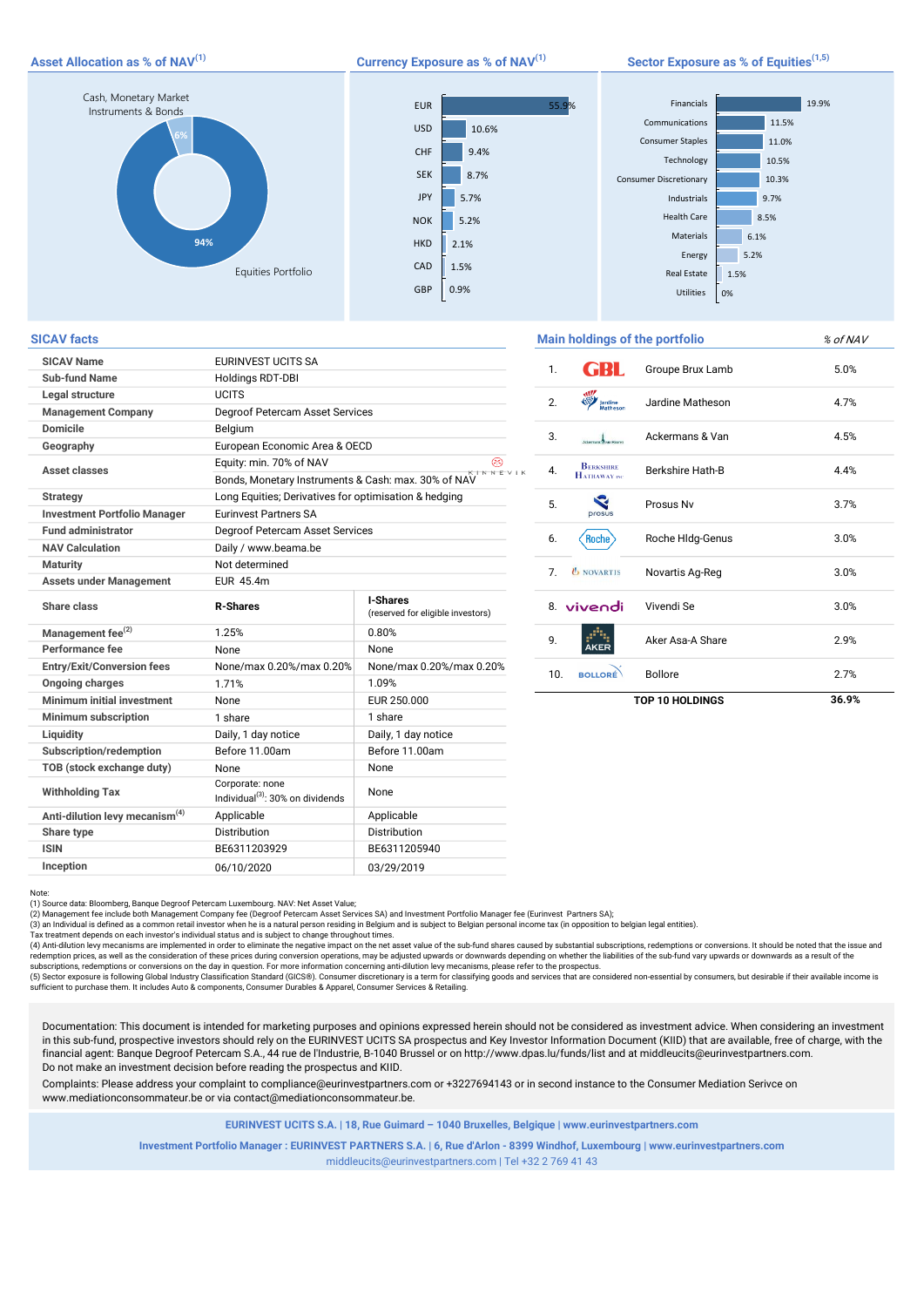## Asset Allocation as % of NAV[1]

Cash, Monetary Market Instruments & Bonds
6%
94%
Equities Portfolio

## Currency Exposure as % of NAV[1]

EUR 55.9%
USD 10.6%
CHF 9.4%
SEK 8.7%
JPY 5.7%
NOK 5.2%
HKD 2.1%
CAD 1.5%
GBP 0.9%

## Sector Exposure as % of Equities[1,5]

Financials 19.9%
Communications 11.5%
Consumer Staples 11.0%
Technology 10.5%
Consumer Discretionary 10.3%
Industrials 9.7%
Health Care 8.5%
Materials 6.1%
Energy 5.2%
Real Estate 1.5%
Utilities 0%

## SICAV facts

| | | |
|---|---|---|
| **SICAV Name** | EURINVEST UCITS SA | |
| **Sub-fund Name** | Holdings RDT-DBI | |
| **Legal structure** | UCITS | |
| **Management Company** | Degroof Petercam Asset Services | |
| **Domicile** | Belgium | |
| **Geography** | European Economic Area & OECD | |
| **Asset classes** | Equity: min. 70% of NAV<br>Bonds, Monetary Instruments & Cash: max. 30% of NAV | |
| **Strategy** | Long Equities; Derivatives for optimisation & hedging | |
| **Investment Portfolio Manager** | Eurinvest Partners SA | |
| **Fund administrator** | Degroof Petercam Asset Services | |
| **NAV Calculation** | Daily / www.beama.be | |
| **Maturity** | Not determined | |
| **Assets under Management** | EUR 45.4m | |
| **Share class** | **R-Shares** | **I-Shares** (reserved for eligible investors) |
| **Management fee**[2] | 1.25% | 0.80% |
| **Performance fee** | None | None |
| **Entry/Exit/Conversion fees** | None/max 0.20%/max 0.20% | None/max 0.20%/max 0.20% |
| **Ongoing charges** | 1.71% | 1.09% |
| **Minimum initial investment** | None | EUR 250.000 |
| **Minimum subscription** | 1 share | 1 share |
| **Liquidity** | Daily, 1 day notice | Daily, 1 day notice |
| **Subscription/redemption** | Before 11.00am | Before 11.00am |
| **TOB (stock exchange duty)** | None | None |
| **Withholding Tax** | Corporate: none<br>Individual[3]: 30% on dividends | None |
| **Anti-dilution levy mecanism**[4] | Applicable | Applicable |
| **Share type** | Distribution | Distribution |
| **ISIN** | BE6311203929 | BE6311205940 |
| **Inception** | 06/10/2020 | 03/29/2019 |

## Main holdings of the portfolio

| | | *% of NAV* |
|---|---|---|
| 1. | Groupe Brux Lamb | 5.0% |
| 2. | Jardine Matheson | 4.7% |
| 3. | Ackermans & Van | 4.5% |
| 4. | Berkshire Hath-B | 4.4% |
| 5. | Prosus Nv | 3.7% |
| 6. | Roche Hldg-Genus | 3.0% |
| 7. | Novartis Ag-Reg | 3.0% |
| 8. | Vivendi Se | 3.0% |
| 9. | Aker Asa-A Share | 2.9% |
| 10. | Bollore | 2.7% |
| | **TOP 10 HOLDINGS** | **36.9%** |

Note:
(1) Source data: Bloomberg, Banque Degroof Petercam Luxembourg. NAV: Net Asset Value;
(2) Management fee include both Management Company fee (Degroof Petercam Asset Services SA) and Investment Portfolio Manager fee (Eurinvest Partners SA);
(3) an Individual is defined as a common retail investor when he is a natural person residing in Belgium and is subject to Belgian personal income tax (in opposition to belgian legal entities).
Tax treatment depends on each investor's individual status and is subject to change throughout times.
(4) Anti-dilution levy mecanisms are implemented in order to eliminate the negative impact on the net asset value of the sub-fund shares caused by substantial subscriptions, redemptions or conversions. It should be noted that the issue and redemption prices, as well as the consideration of these prices during conversion operations, may be adjusted upwards or downwards depending on whether the liabilities of the sub-fund vary upwards or downwards as a result of the subscriptions, redemptions or conversions on the day in question. For more information concerning anti-dilution levy mecanisms, please refer to the prospectus.
(5) Sector exposure is following Global Industry Classification Standard (GICS®). Consumer discretionary is a term for classifying goods and services that are considered non-essential by consumers, but desirable if their available income is sufficient to purchase them. It includes Auto & components, Consumer Durables & Apparel, Consumer Services & Retailing.

Documentation: This document is intended for marketing purposes and opinions expressed herein should not be considered as investment advice. When considering an investment in this sub-fund, prospective investors should rely on the EURINVEST UCITS SA prospectus and Key Investor Information Document (KIID) that are available, free of charge, with the financial agent: Banque Degroof Petercam S.A., 44 rue de l'Industrie, B-1040 Brussel or on http://www.dpas.lu/funds/list and at middleucits@eurinvestpartners.com.
Do not make an investment decision before reading the prospectus and KIID.

Complaints: Please address your complaint to compliance@eurinvestpartners.com or +3227694143 or in second instance to the Consumer Mediation Serivce on www.mediationconsommateur.be or via contact@mediationconsommateur.be.

**EURINVEST UCITS S.A. | 18, Rue Guimard – 1040 Bruxelles, Belgique | www.eurinvestpartners.com**

**Investment Portfolio Manager : EURINVEST PARTNERS S.A. | 6, Rue d'Arlon - 8399 Windhof, Luxembourg | www.eurinvestpartners.com**

middleucits@eurinvestpartners.com | Tel +32 2 769 41 43